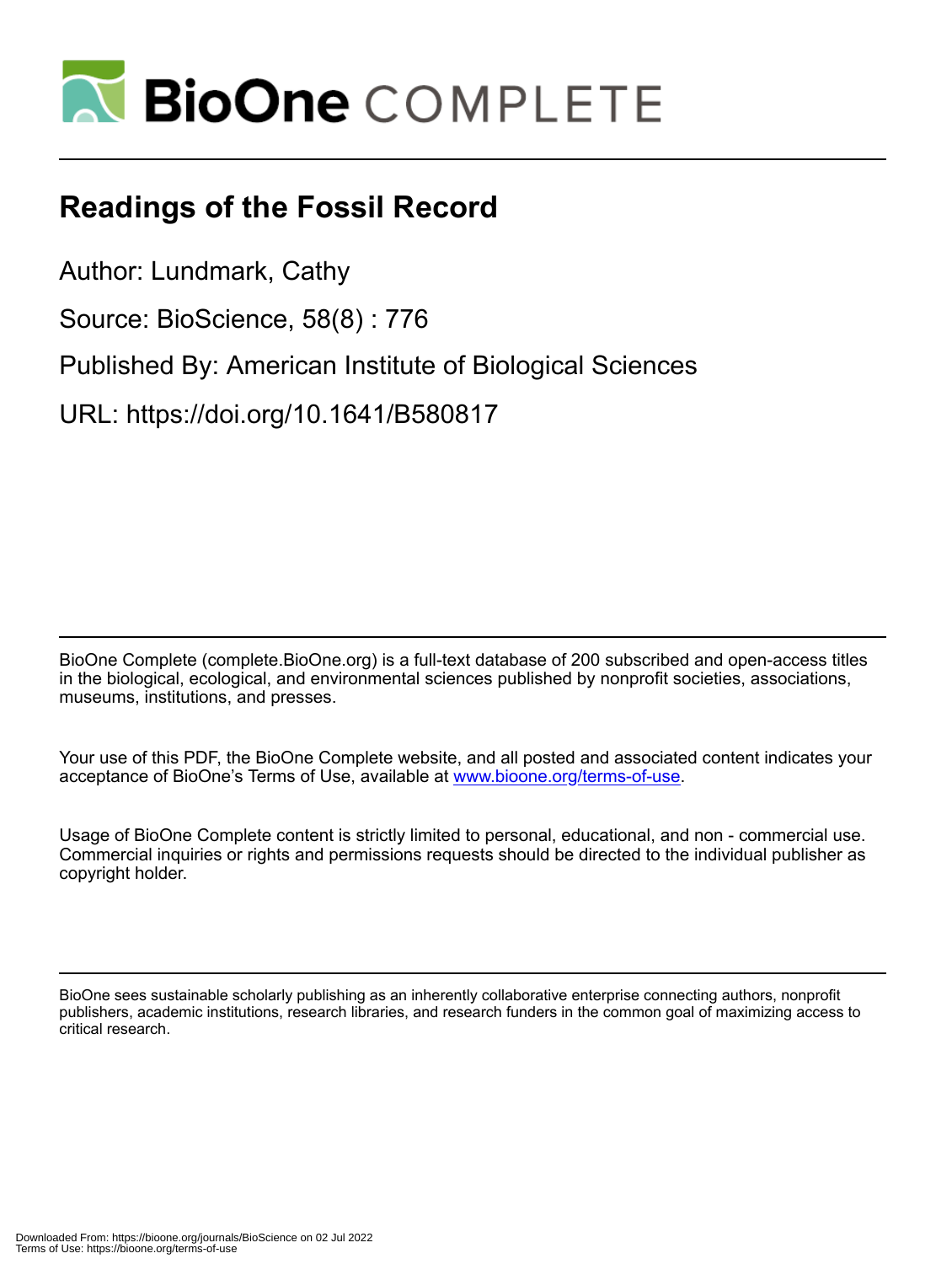# Readings of the Fossil Record

Author: Lundmark, Cathy

Source: BioScience, 58(8) : 776

Published By: American Institute of Biological Sciences

URL: https://doi.org/10.1641/B580817

BioOne Complete (complete.BioOne.org) is a full-text database of 200 subscribed and open-access titles in the biological, ecological, and environmental sciences published by nonprofit societies, associations, museums, institutions, and presses.

Your use of this PDF, the BioOne Complete website, and all posted and associated content indicates your acceptance of BioOne's Terms of Use, available at www.bioone.org/terms-of-use.

Usage of BioOne Complete content is strictly limited to personal, educational, and non - commercial use. Commercial inquiries or rights and permissions requests should be directed to the individual publisher as copyright holder.

BioOne sees sustainable scholarly publishing as an inherently collaborative enterprise connecting authors, nonprofit publishers, academic institutions, research libraries, and research funders in the common goal of maximizing access to critical research.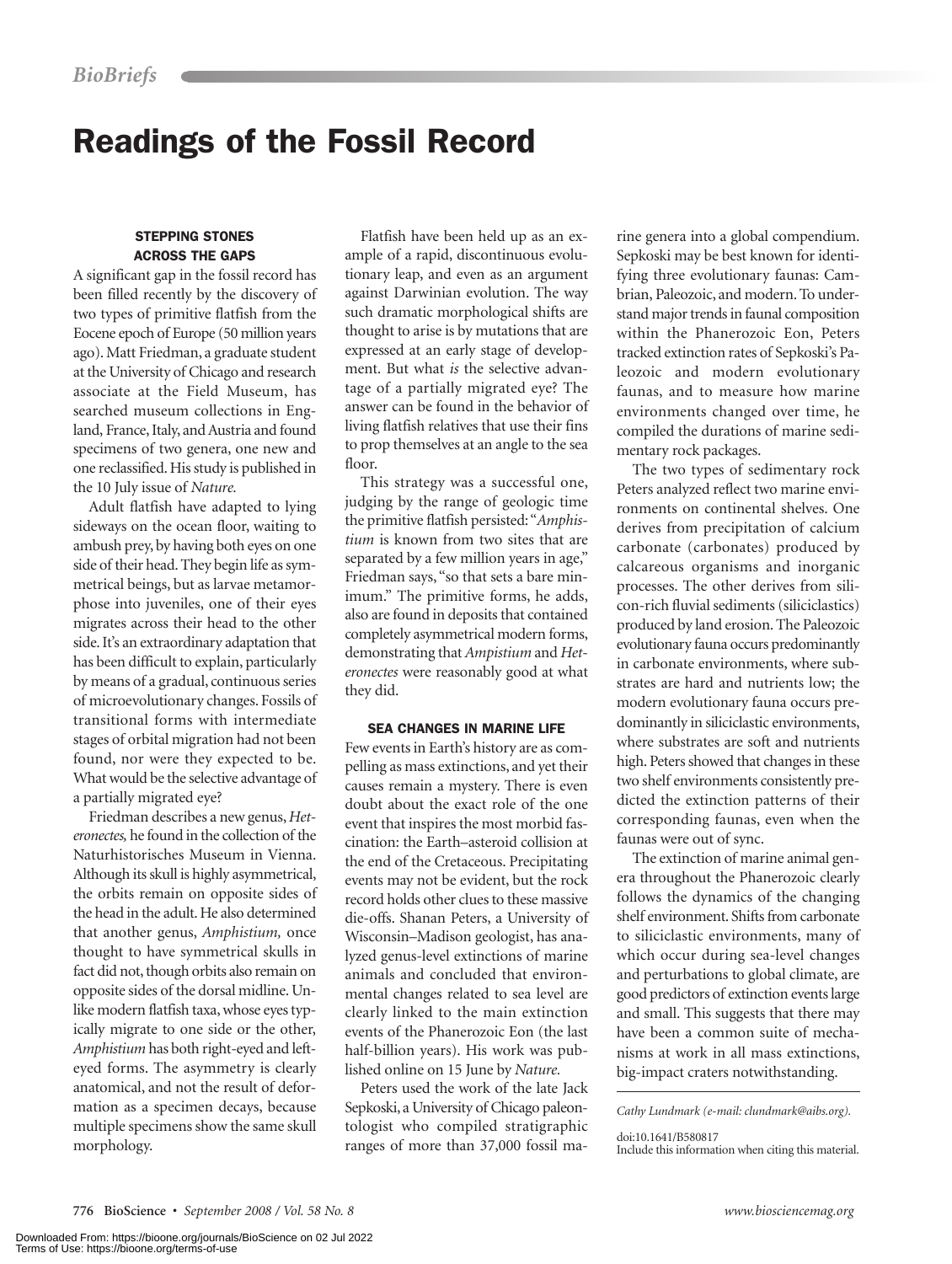# Readings of the Fossil Record

### STEPPING STONES ACROSS THE GAPS

A significant gap in the fossil record has been filled recently by the discovery of two types of primitive flatfish from the Eocene epoch of Europe (50 million years ago). Matt Friedman, a graduate student at the University of Chicago and research associate at the Field Museum, has searched museum collections in England, France, Italy, and Austria and found specimens of two genera, one new and one reclassified. His study is published in the 10 July issue of *Nature.*

Adult flatfish have adapted to lying sideways on the ocean floor, waiting to ambush prey, by having both eyes on one side of their head. They begin life as symmetrical beings, but as larvae metamorphose into juveniles, one of their eyes migrates across their head to the other side. It's an extraordinary adaptation that has been difficult to explain, particularly by means of a gradual, continuous series of microevolutionary changes. Fossils of transitional forms with intermediate stages of orbital migration had not been found, nor were they expected to be. What would be the selective advantage of a partially migrated eye?

Friedman describes a new genus, *Heteronectes,* he found in the collection of the Naturhistorisches Museum in Vienna. Although its skull is highly asymmetrical, the orbits remain on opposite sides of the head in the adult. He also determined that another genus, *Amphistium,* once thought to have symmetrical skulls in fact did not, though orbits also remain on opposite sides of the dorsal midline. Unlike modern flatfish taxa, whose eyes typically migrate to one side or the other, *Amphistium* has both right-eyed and left-eyed forms. The asymmetry is clearly anatomical, and not the result of deformation as a specimen decays, because multiple specimens show the same skull morphology.

Flatfish have been held up as an example of a rapid, discontinuous evolutionary leap, and even as an argument against Darwinian evolution. The way such dramatic morphological shifts are thought to arise is by mutations that are expressed at an early stage of development. But what *is* the selective advantage of a partially migrated eye? The answer can be found in the behavior of living flatfish relatives that use their fins to prop themselves at an angle to the sea floor.

This strategy was a successful one, judging by the range of geologic time the primitive flatfish persisted: "*Amphistium* is known from two sites that are separated by a few million years in age," Friedman says, "so that sets a bare minimum." The primitive forms, he adds, also are found in deposits that contained completely asymmetrical modern forms, demonstrating that *Ampistium* and *Heteronectes* were reasonably good at what they did.

### SEA CHANGES IN MARINE LIFE

Few events in Earth's history are as compelling as mass extinctions, and yet their causes remain a mystery. There is even doubt about the exact role of the one event that inspires the most morbid fascination: the Earth–asteroid collision at the end of the Cretaceous. Precipitating events may not be evident, but the rock record holds other clues to these massive die-offs. Shanan Peters, a University of Wisconsin–Madison geologist, has analyzed genus-level extinctions of marine animals and concluded that environmental changes related to sea level are clearly linked to the main extinction events of the Phanerozoic Eon (the last half-billion years). His work was published online on 15 June by *Nature.*

Peters used the work of the late Jack Sepkoski, a University of Chicago paleontologist who compiled stratigraphic ranges of more than 37,000 fossil marine genera into a global compendium. Sepkoski may be best known for identifying three evolutionary faunas: Cambrian, Paleozoic, and modern. To understand major trends in faunal composition within the Phanerozoic Eon, Peters tracked extinction rates of Sepkoski's Paleozoic and modern evolutionary faunas, and to measure how marine environments changed over time, he compiled the durations of marine sedimentary rock packages.

The two types of sedimentary rock Peters analyzed reflect two marine environments on continental shelves. One derives from precipitation of calcium carbonate (carbonates) produced by calcareous organisms and inorganic processes. The other derives from silicon-rich fluvial sediments (siliciclastics) produced by land erosion. The Paleozoic evolutionary fauna occurs predominantly in carbonate environments, where substrates are hard and nutrients low; the modern evolutionary fauna occurs predominantly in siliciclastic environments, where substrates are soft and nutrients high. Peters showed that changes in these two shelf environments consistently predicted the extinction patterns of their corresponding faunas, even when the faunas were out of sync.

The extinction of marine animal genera throughout the Phanerozoic clearly follows the dynamics of the changing shelf environment. Shifts from carbonate to siliciclastic environments, many of which occur during sea-level changes and perturbations to global climate, are good predictors of extinction events large and small. This suggests that there may have been a common suite of mechanisms at work in all mass extinctions, big-impact craters notwithstanding.

*Cathy Lundmark (e-mail: clundmark@aibs.org).*

doi:10.1641/B580817
Include this information when citing this material.